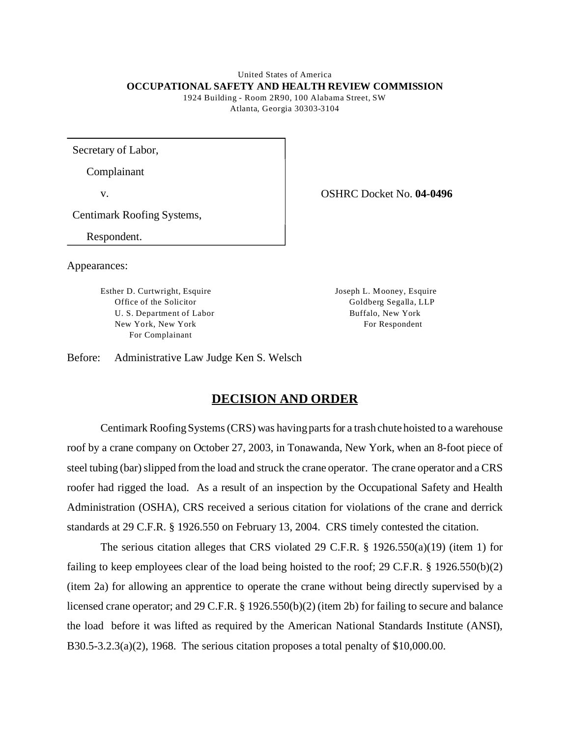United States of America

**OCCUPATIONAL SAFETY AND HEALTH REVIEW COMMISSION**

1924 Building - Room 2R90, 100 Alabama Street, SW
Atlanta, Georgia 30303-3104

Secretary of Labor,

Complainant

v.

Centimark Roofing Systems,

Respondent.

OSHRC Docket No. **04-0496**

Appearances:

Esther D. Curtwright, Esquire
Office of the Solicitor
U. S. Department of Labor
New York, New York
For Complainant

Joseph L. Mooney, Esquire
Goldberg Segalla, LLP
Buffalo, New York
For Respondent

Before: Administrative Law Judge Ken S. Welsch

## DECISION AND ORDER

Centimark Roofing Systems (CRS) was having parts for a trash chute hoisted to a warehouse roof by a crane company on October 27, 2003, in Tonawanda, New York, when an 8-foot piece of steel tubing (bar) slipped from the load and struck the crane operator. The crane operator and a CRS roofer had rigged the load. As a result of an inspection by the Occupational Safety and Health Administration (OSHA), CRS received a serious citation for violations of the crane and derrick standards at 29 C.F.R. § 1926.550 on February 13, 2004. CRS timely contested the citation.

The serious citation alleges that CRS violated 29 C.F.R. § 1926.550(a)(19) (item 1) for failing to keep employees clear of the load being hoisted to the roof; 29 C.F.R. § 1926.550(b)(2) (item 2a) for allowing an apprentice to operate the crane without being directly supervised by a licensed crane operator; and 29 C.F.R. § 1926.550(b)(2) (item 2b) for failing to secure and balance the load before it was lifted as required by the American National Standards Institute (ANSI), B30.5-3.2.3(a)(2), 1968. The serious citation proposes a total penalty of $10,000.00.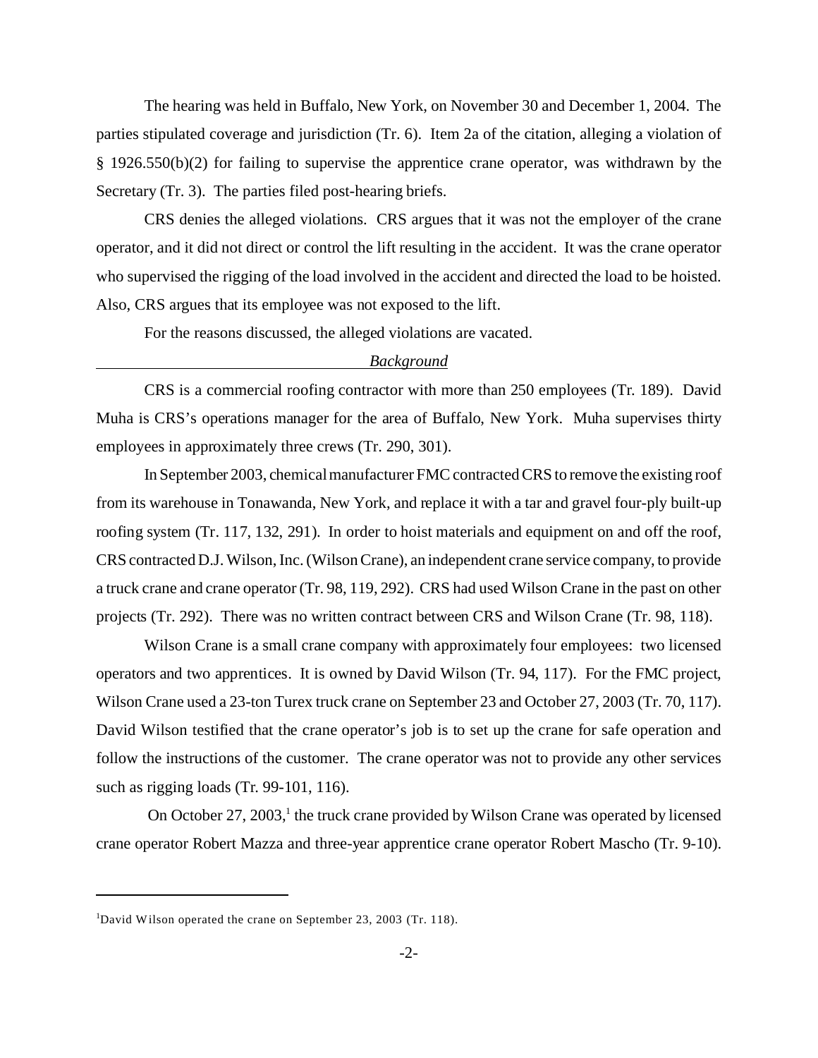The hearing was held in Buffalo, New York, on November 30 and December 1, 2004. The parties stipulated coverage and jurisdiction (Tr. 6). Item 2a of the citation, alleging a violation of § 1926.550(b)(2) for failing to supervise the apprentice crane operator, was withdrawn by the Secretary (Tr. 3). The parties filed post-hearing briefs.

CRS denies the alleged violations. CRS argues that it was not the employer of the crane operator, and it did not direct or control the lift resulting in the accident. It was the crane operator who supervised the rigging of the load involved in the accident and directed the load to be hoisted. Also, CRS argues that its employee was not exposed to the lift.

For the reasons discussed, the alleged violations are vacated.

## *Background*

CRS is a commercial roofing contractor with more than 250 employees (Tr. 189). David Muha is CRS's operations manager for the area of Buffalo, New York. Muha supervises thirty employees in approximately three crews (Tr. 290, 301).

In September 2003, chemical manufacturer FMC contracted CRS to remove the existing roof from its warehouse in Tonawanda, New York, and replace it with a tar and gravel four-ply built-up roofing system (Tr. 117, 132, 291). In order to hoist materials and equipment on and off the roof, CRS contracted D.J. Wilson, Inc. (Wilson Crane), an independent crane service company, to provide a truck crane and crane operator (Tr. 98, 119, 292). CRS had used Wilson Crane in the past on other projects (Tr. 292). There was no written contract between CRS and Wilson Crane (Tr. 98, 118).

Wilson Crane is a small crane company with approximately four employees: two licensed operators and two apprentices. It is owned by David Wilson (Tr. 94, 117). For the FMC project, Wilson Crane used a 23-ton Turex truck crane on September 23 and October 27, 2003 (Tr. 70, 117). David Wilson testified that the crane operator's job is to set up the crane for safe operation and follow the instructions of the customer. The crane operator was not to provide any other services such as rigging loads (Tr. 99-101, 116).

On October 27, 2003,[1] the truck crane provided by Wilson Crane was operated by licensed crane operator Robert Mazza and three-year apprentice crane operator Robert Mascho (Tr. 9-10).

[1] David Wilson operated the crane on September 23, 2003 (Tr. 118).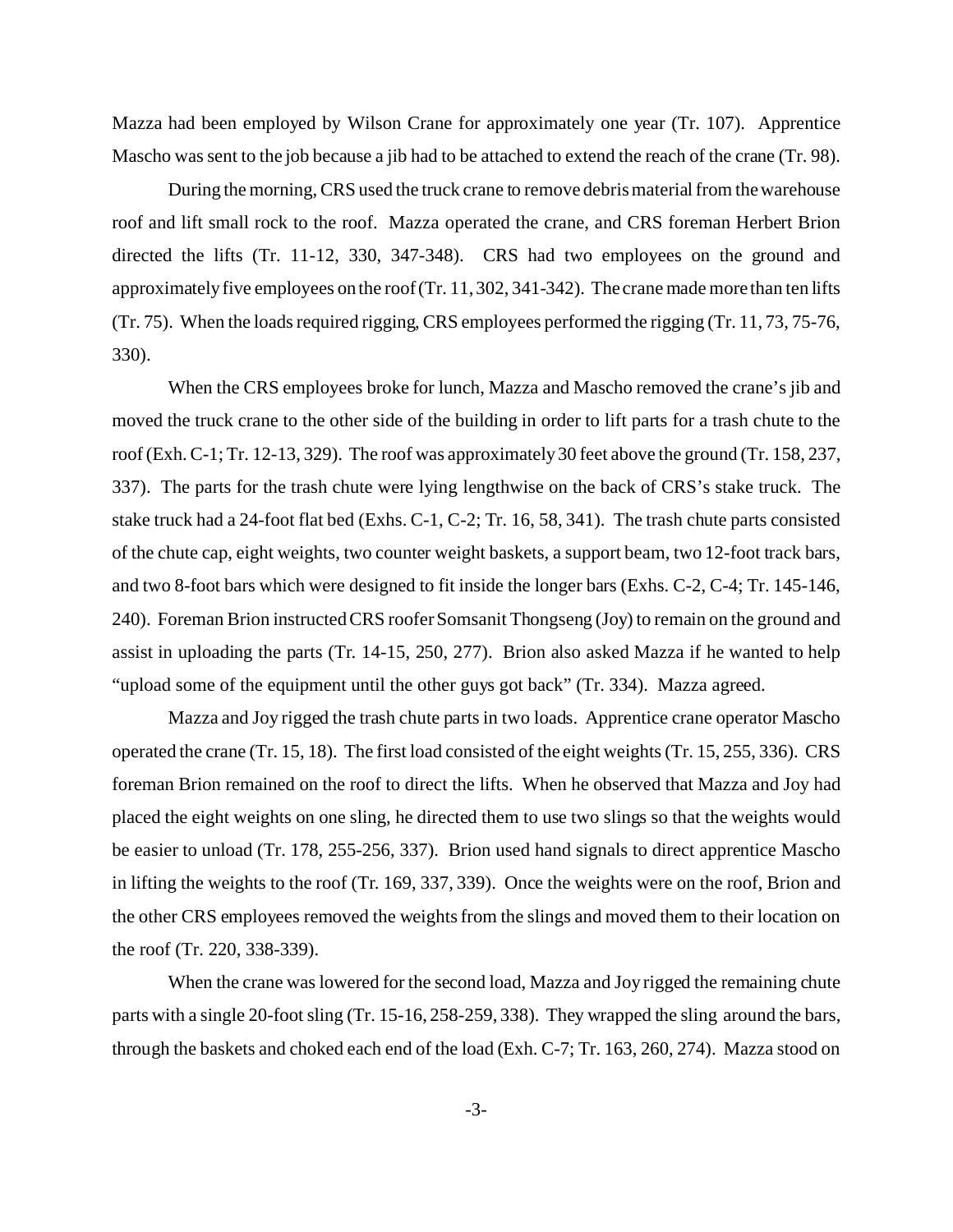Mazza had been employed by Wilson Crane for approximately one year (Tr. 107). Apprentice Mascho was sent to the job because a jib had to be attached to extend the reach of the crane (Tr. 98).

During the morning, CRS used the truck crane to remove debris material from the warehouse roof and lift small rock to the roof. Mazza operated the crane, and CRS foreman Herbert Brion directed the lifts (Tr. 11-12, 330, 347-348). CRS had two employees on the ground and approximately five employees on the roof (Tr. 11, 302, 341-342). The crane made more than ten lifts (Tr. 75). When the loads required rigging, CRS employees performed the rigging (Tr. 11, 73, 75-76, 330).

When the CRS employees broke for lunch, Mazza and Mascho removed the crane's jib and moved the truck crane to the other side of the building in order to lift parts for a trash chute to the roof (Exh. C-1; Tr. 12-13, 329). The roof was approximately 30 feet above the ground (Tr. 158, 237, 337). The parts for the trash chute were lying lengthwise on the back of CRS's stake truck. The stake truck had a 24-foot flat bed (Exhs. C-1, C-2; Tr. 16, 58, 341). The trash chute parts consisted of the chute cap, eight weights, two counter weight baskets, a support beam, two 12-foot track bars, and two 8-foot bars which were designed to fit inside the longer bars (Exhs. C-2, C-4; Tr. 145-146, 240). Foreman Brion instructed CRS roofer Somsanit Thongseng (Joy) to remain on the ground and assist in uploading the parts (Tr. 14-15, 250, 277). Brion also asked Mazza if he wanted to help "upload some of the equipment until the other guys got back" (Tr. 334). Mazza agreed.

Mazza and Joy rigged the trash chute parts in two loads. Apprentice crane operator Mascho operated the crane (Tr. 15, 18). The first load consisted of the eight weights (Tr. 15, 255, 336). CRS foreman Brion remained on the roof to direct the lifts. When he observed that Mazza and Joy had placed the eight weights on one sling, he directed them to use two slings so that the weights would be easier to unload (Tr. 178, 255-256, 337). Brion used hand signals to direct apprentice Mascho in lifting the weights to the roof (Tr. 169, 337, 339). Once the weights were on the roof, Brion and the other CRS employees removed the weights from the slings and moved them to their location on the roof (Tr. 220, 338-339).

When the crane was lowered for the second load, Mazza and Joy rigged the remaining chute parts with a single 20-foot sling (Tr. 15-16, 258-259, 338). They wrapped the sling around the bars, through the baskets and choked each end of the load (Exh. C-7; Tr. 163, 260, 274). Mazza stood on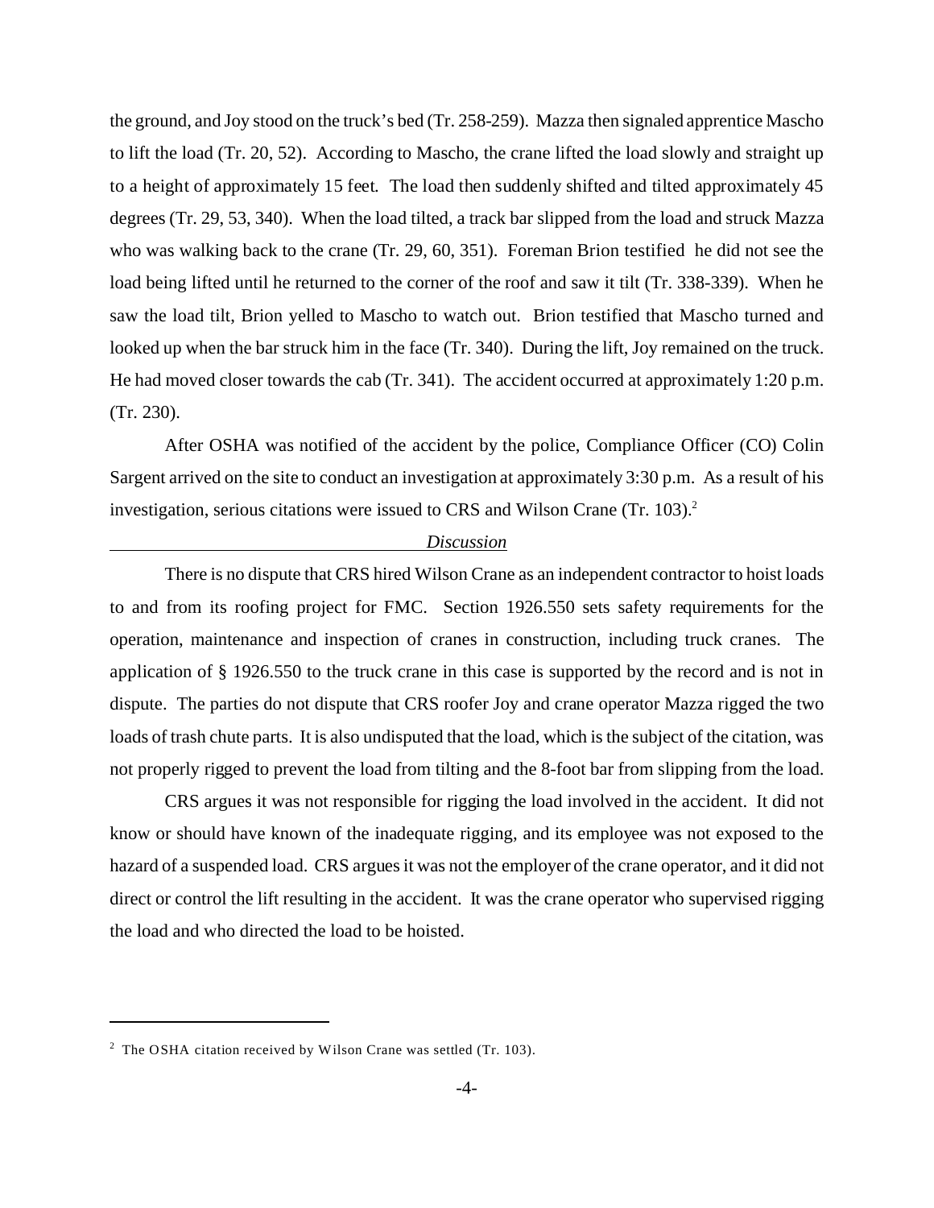the ground, and Joy stood on the truck's bed (Tr. 258-259). Mazza then signaled apprentice Mascho to lift the load (Tr. 20, 52). According to Mascho, the crane lifted the load slowly and straight up to a height of approximately 15 feet. The load then suddenly shifted and tilted approximately 45 degrees (Tr. 29, 53, 340). When the load tilted, a track bar slipped from the load and struck Mazza who was walking back to the crane (Tr. 29, 60, 351). Foreman Brion testified he did not see the load being lifted until he returned to the corner of the roof and saw it tilt (Tr. 338-339). When he saw the load tilt, Brion yelled to Mascho to watch out. Brion testified that Mascho turned and looked up when the bar struck him in the face (Tr. 340). During the lift, Joy remained on the truck. He had moved closer towards the cab (Tr. 341). The accident occurred at approximately 1:20 p.m. (Tr. 230).

After OSHA was notified of the accident by the police, Compliance Officer (CO) Colin Sargent arrived on the site to conduct an investigation at approximately 3:30 p.m. As a result of his investigation, serious citations were issued to CRS and Wilson Crane (Tr. 103).[2]

## *Discussion*

There is no dispute that CRS hired Wilson Crane as an independent contractor to hoist loads to and from its roofing project for FMC. Section 1926.550 sets safety requirements for the operation, maintenance and inspection of cranes in construction, including truck cranes. The application of § 1926.550 to the truck crane in this case is supported by the record and is not in dispute. The parties do not dispute that CRS roofer Joy and crane operator Mazza rigged the two loads of trash chute parts. It is also undisputed that the load, which is the subject of the citation, was not properly rigged to prevent the load from tilting and the 8-foot bar from slipping from the load.

CRS argues it was not responsible for rigging the load involved in the accident. It did not know or should have known of the inadequate rigging, and its employee was not exposed to the hazard of a suspended load. CRS argues it was not the employer of the crane operator, and it did not direct or control the lift resulting in the accident. It was the crane operator who supervised rigging the load and who directed the load to be hoisted.

---

[2] The OSHA citation received by Wilson Crane was settled (Tr. 103).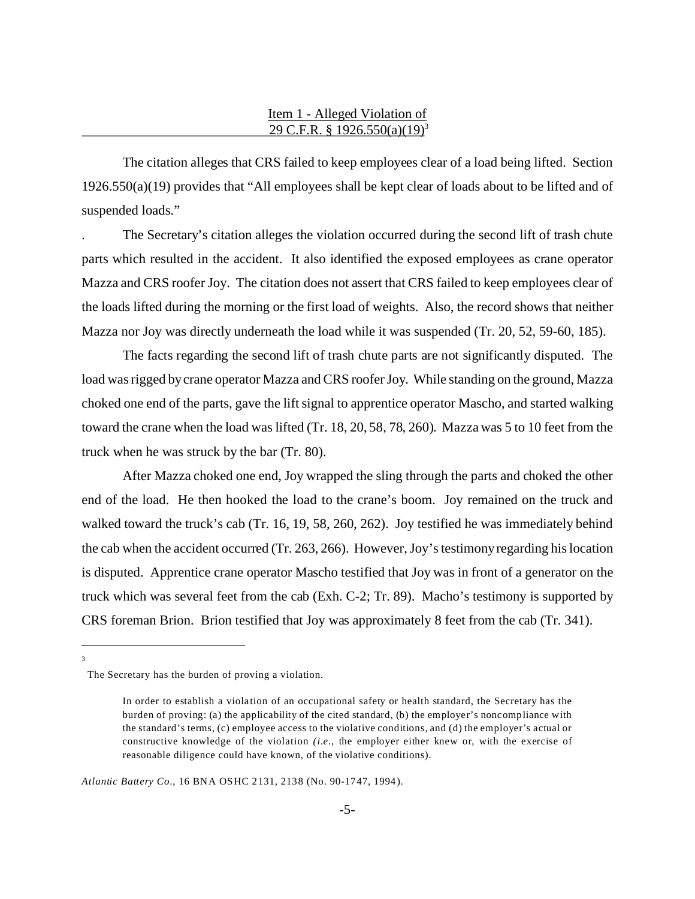## Item 1 - Alleged Violation of 29 C.F.R. § 1926.550(a)(19)[3]

The citation alleges that CRS failed to keep employees clear of a load being lifted. Section 1926.550(a)(19) provides that "All employees shall be kept clear of loads about to be lifted and of suspended loads."

. The Secretary's citation alleges the violation occurred during the second lift of trash chute parts which resulted in the accident. It also identified the exposed employees as crane operator Mazza and CRS roofer Joy. The citation does not assert that CRS failed to keep employees clear of the loads lifted during the morning or the first load of weights. Also, the record shows that neither Mazza nor Joy was directly underneath the load while it was suspended (Tr. 20, 52, 59-60, 185).

The facts regarding the second lift of trash chute parts are not significantly disputed. The load was rigged by crane operator Mazza and CRS roofer Joy. While standing on the ground, Mazza choked one end of the parts, gave the lift signal to apprentice operator Mascho, and started walking toward the crane when the load was lifted (Tr. 18, 20, 58, 78, 260). Mazza was 5 to 10 feet from the truck when he was struck by the bar (Tr. 80).

After Mazza choked one end, Joy wrapped the sling through the parts and choked the other end of the load. He then hooked the load to the crane's boom. Joy remained on the truck and walked toward the truck's cab (Tr. 16, 19, 58, 260, 262). Joy testified he was immediately behind the cab when the accident occurred (Tr. 263, 266). However, Joy's testimony regarding his location is disputed. Apprentice crane operator Mascho testified that Joy was in front of a generator on the truck which was several feet from the cab (Exh. C-2; Tr. 89). Macho's testimony is supported by CRS foreman Brion. Brion testified that Joy was approximately 8 feet from the cab (Tr. 341).

---

[3] The Secretary has the burden of proving a violation.

> In order to establish a violation of an occupational safety or health standard, the Secretary has the burden of proving: (a) the applicability of the cited standard, (b) the employer's noncompliance with the standard's terms, (c) employee access to the violative conditions, and (d) the employer's actual or constructive knowledge of the violation *(i.e.,* the employer either knew or, with the exercise of reasonable diligence could have known, of the violative conditions).

*Atlantic Battery Co*., 16 BNA OSHC 2131, 2138 (No. 90-1747, 1994).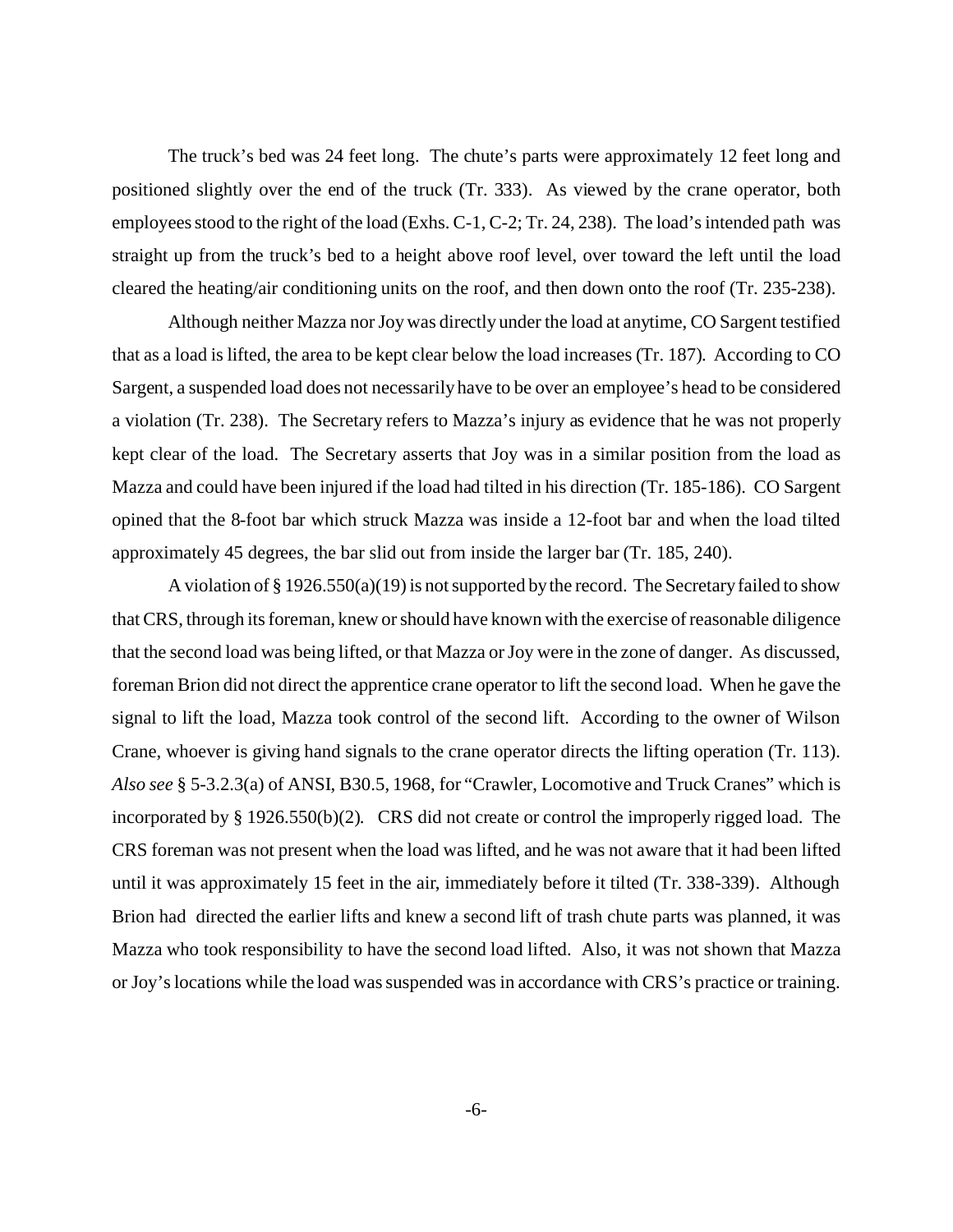The truck's bed was 24 feet long. The chute's parts were approximately 12 feet long and positioned slightly over the end of the truck (Tr. 333). As viewed by the crane operator, both employees stood to the right of the load (Exhs. C-1, C-2; Tr. 24, 238). The load's intended path was straight up from the truck's bed to a height above roof level, over toward the left until the load cleared the heating/air conditioning units on the roof, and then down onto the roof (Tr. 235-238).

Although neither Mazza nor Joy was directly under the load at anytime, CO Sargent testified that as a load is lifted, the area to be kept clear below the load increases (Tr. 187). According to CO Sargent, a suspended load does not necessarily have to be over an employee's head to be considered a violation (Tr. 238). The Secretary refers to Mazza's injury as evidence that he was not properly kept clear of the load. The Secretary asserts that Joy was in a similar position from the load as Mazza and could have been injured if the load had tilted in his direction (Tr. 185-186). CO Sargent opined that the 8-foot bar which struck Mazza was inside a 12-foot bar and when the load tilted approximately 45 degrees, the bar slid out from inside the larger bar (Tr. 185, 240).

A violation of § 1926.550(a)(19) is not supported by the record. The Secretary failed to show that CRS, through its foreman, knew or should have known with the exercise of reasonable diligence that the second load was being lifted, or that Mazza or Joy were in the zone of danger. As discussed, foreman Brion did not direct the apprentice crane operator to lift the second load. When he gave the signal to lift the load, Mazza took control of the second lift. According to the owner of Wilson Crane, whoever is giving hand signals to the crane operator directs the lifting operation (Tr. 113). *Also see* § 5-3.2.3(a) of ANSI, B30.5, 1968, for "Crawler, Locomotive and Truck Cranes" which is incorporated by § 1926.550(b)(2). CRS did not create or control the improperly rigged load. The CRS foreman was not present when the load was lifted, and he was not aware that it had been lifted until it was approximately 15 feet in the air, immediately before it tilted (Tr. 338-339). Although Brion had directed the earlier lifts and knew a second lift of trash chute parts was planned, it was Mazza who took responsibility to have the second load lifted. Also, it was not shown that Mazza or Joy's locations while the load was suspended was in accordance with CRS's practice or training.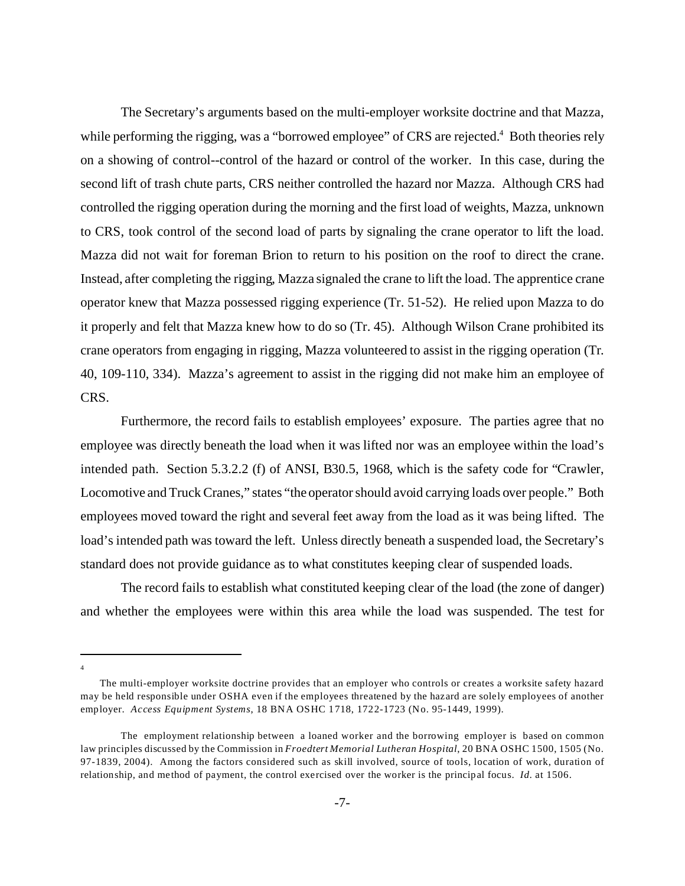The Secretary's arguments based on the multi-employer worksite doctrine and that Mazza, while performing the rigging, was a "borrowed employee" of CRS are rejected.[4] Both theories rely on a showing of control--control of the hazard or control of the worker. In this case, during the second lift of trash chute parts, CRS neither controlled the hazard nor Mazza. Although CRS had controlled the rigging operation during the morning and the first load of weights, Mazza, unknown to CRS, took control of the second load of parts by signaling the crane operator to lift the load. Mazza did not wait for foreman Brion to return to his position on the roof to direct the crane. Instead, after completing the rigging, Mazza signaled the crane to lift the load. The apprentice crane operator knew that Mazza possessed rigging experience (Tr. 51-52). He relied upon Mazza to do it properly and felt that Mazza knew how to do so (Tr. 45). Although Wilson Crane prohibited its crane operators from engaging in rigging, Mazza volunteered to assist in the rigging operation (Tr. 40, 109-110, 334). Mazza's agreement to assist in the rigging did not make him an employee of CRS.

Furthermore, the record fails to establish employees' exposure. The parties agree that no employee was directly beneath the load when it was lifted nor was an employee within the load's intended path. Section 5.3.2.2 (f) of ANSI, B30.5, 1968, which is the safety code for "Crawler, Locomotive and Truck Cranes," states "the operator should avoid carrying loads over people." Both employees moved toward the right and several feet away from the load as it was being lifted. The load's intended path was toward the left. Unless directly beneath a suspended load, the Secretary's standard does not provide guidance as to what constitutes keeping clear of suspended loads.

The record fails to establish what constituted keeping clear of the load (the zone of danger) and whether the employees were within this area while the load was suspended. The test for

---

[4] The multi-employer worksite doctrine provides that an employer who controls or creates a worksite safety hazard may be held responsible under OSHA even if the employees threatened by the hazard are solely employees of another employer. *Access Equipment Systems*, 18 BNA OSHC 1718, 1722-1723 (No. 95-1449, 1999).

The employment relationship between a loaned worker and the borrowing employer is based on common law principles discussed by the Commission in *Froedtert Memorial Lutheran Hospital*, 20 BNA OSHC 1500, 1505 (No. 97-1839, 2004). Among the factors considered such as skill involved, source of tools, location of work, duration of relationship, and method of payment, the control exercised over the worker is the principal focus. *Id.* at 1506.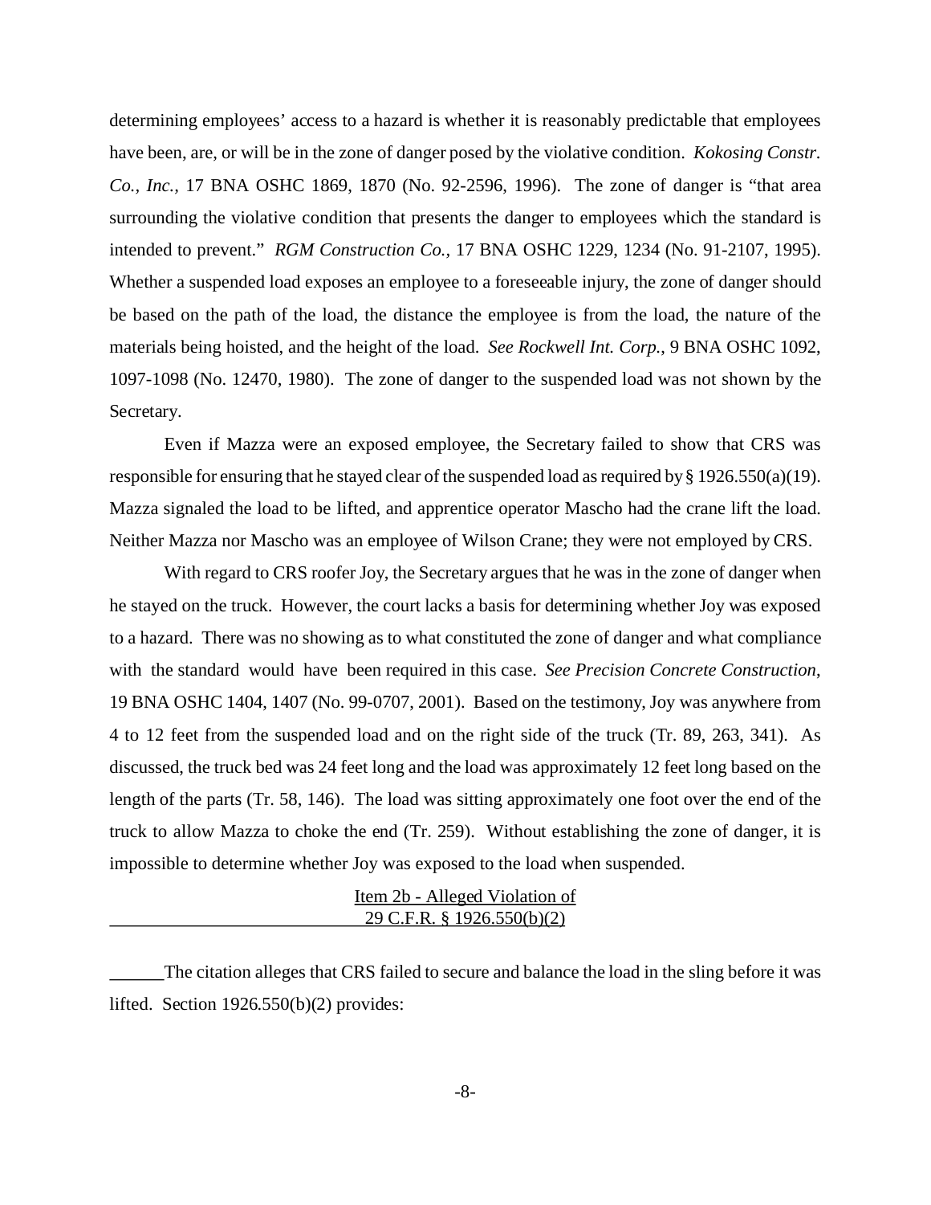determining employees' access to a hazard is whether it is reasonably predictable that employees have been, are, or will be in the zone of danger posed by the violative condition. *Kokosing Constr. Co., Inc.*, 17 BNA OSHC 1869, 1870 (No. 92-2596, 1996). The zone of danger is "that area surrounding the violative condition that presents the danger to employees which the standard is intended to prevent." *RGM Construction Co.*, 17 BNA OSHC 1229, 1234 (No. 91-2107, 1995). Whether a suspended load exposes an employee to a foreseeable injury, the zone of danger should be based on the path of the load, the distance the employee is from the load, the nature of the materials being hoisted, and the height of the load. *See Rockwell Int. Corp.*, 9 BNA OSHC 1092, 1097-1098 (No. 12470, 1980). The zone of danger to the suspended load was not shown by the Secretary.

Even if Mazza were an exposed employee, the Secretary failed to show that CRS was responsible for ensuring that he stayed clear of the suspended load as required by § 1926.550(a)(19). Mazza signaled the load to be lifted, and apprentice operator Mascho had the crane lift the load. Neither Mazza nor Mascho was an employee of Wilson Crane; they were not employed by CRS.

With regard to CRS roofer Joy, the Secretary argues that he was in the zone of danger when he stayed on the truck. However, the court lacks a basis for determining whether Joy was exposed to a hazard. There was no showing as to what constituted the zone of danger and what compliance with the standard would have been required in this case. *See Precision Concrete Construction*, 19 BNA OSHC 1404, 1407 (No. 99-0707, 2001). Based on the testimony, Joy was anywhere from 4 to 12 feet from the suspended load and on the right side of the truck (Tr. 89, 263, 341). As discussed, the truck bed was 24 feet long and the load was approximately 12 feet long based on the length of the parts (Tr. 58, 146). The load was sitting approximately one foot over the end of the truck to allow Mazza to choke the end (Tr. 259). Without establishing the zone of danger, it is impossible to determine whether Joy was exposed to the load when suspended.

## Item 2b - Alleged Violation of 29 C.F.R. § 1926.550(b)(2)

The citation alleges that CRS failed to secure and balance the load in the sling before it was lifted. Section 1926.550(b)(2) provides: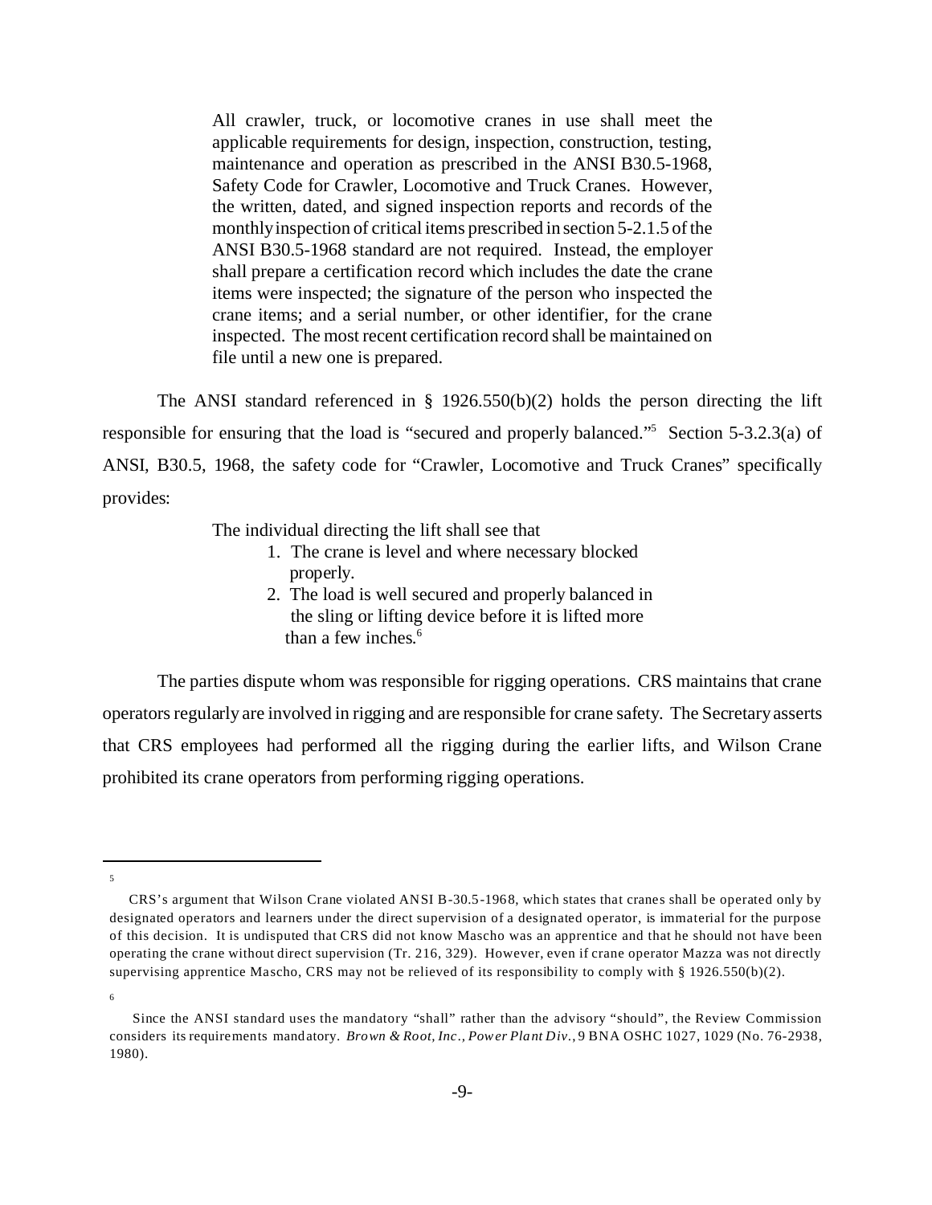> All crawler, truck, or locomotive cranes in use shall meet the applicable requirements for design, inspection, construction, testing, maintenance and operation as prescribed in the ANSI B30.5-1968, Safety Code for Crawler, Locomotive and Truck Cranes. However, the written, dated, and signed inspection reports and records of the monthly inspection of critical items prescribed in section 5-2.1.5 of the ANSI B30.5-1968 standard are not required. Instead, the employer shall prepare a certification record which includes the date the crane items were inspected; the signature of the person who inspected the crane items; and a serial number, or other identifier, for the crane inspected. The most recent certification record shall be maintained on file until a new one is prepared.

The ANSI standard referenced in § 1926.550(b)(2) holds the person directing the lift responsible for ensuring that the load is "secured and properly balanced."[5] Section 5-3.2.3(a) of ANSI, B30.5, 1968, the safety code for "Crawler, Locomotive and Truck Cranes" specifically provides:

> The individual directing the lift shall see that
>
> 1. The crane is level and where necessary blocked properly.
> 2. The load is well secured and properly balanced in the sling or lifting device before it is lifted more than a few inches.[6]

The parties dispute whom was responsible for rigging operations. CRS maintains that crane operators regularly are involved in rigging and are responsible for crane safety. The Secretary asserts that CRS employees had performed all the rigging during the earlier lifts, and Wilson Crane prohibited its crane operators from performing rigging operations.

---

[5] CRS's argument that Wilson Crane violated ANSI B-30.5-1968, which states that cranes shall be operated only by designated operators and learners under the direct supervision of a designated operator, is immaterial for the purpose of this decision. It is undisputed that CRS did not know Mascho was an apprentice and that he should not have been operating the crane without direct supervision (Tr. 216, 329). However, even if crane operator Mazza was not directly supervising apprentice Mascho, CRS may not be relieved of its responsibility to comply with § 1926.550(b)(2).

[6] Since the ANSI standard uses the mandatory "shall" rather than the advisory "should", the Review Commission considers its requirements mandatory. *Brown & Root, Inc., Power Plant Div.*, 9 BNA OSHC 1027, 1029 (No. 76-2938, 1980).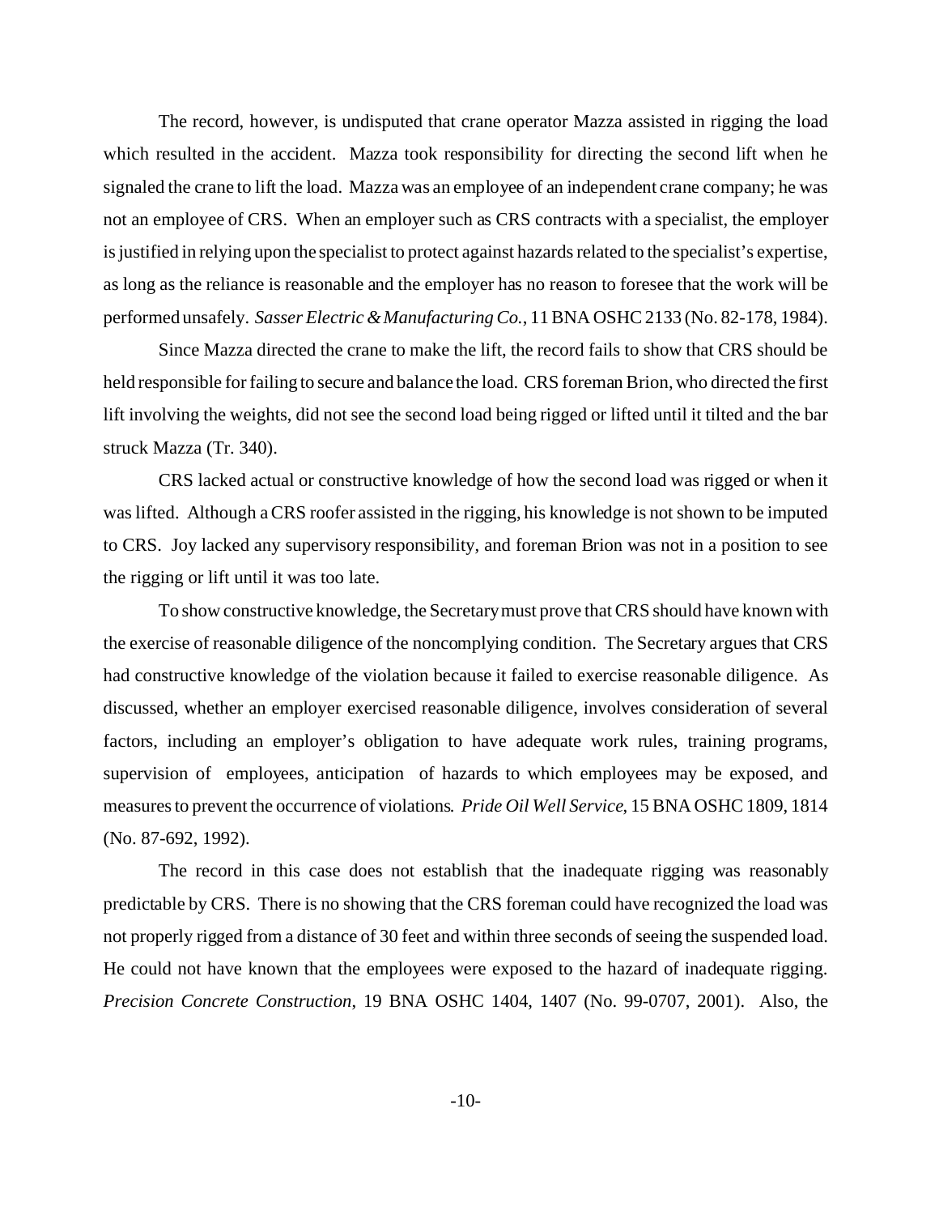The record, however, is undisputed that crane operator Mazza assisted in rigging the load which resulted in the accident. Mazza took responsibility for directing the second lift when he signaled the crane to lift the load. Mazza was an employee of an independent crane company; he was not an employee of CRS. When an employer such as CRS contracts with a specialist, the employer is justified in relying upon the specialist to protect against hazards related to the specialist's expertise, as long as the reliance is reasonable and the employer has no reason to foresee that the work will be performed unsafely. *Sasser Electric & Manufacturing Co.*, 11 BNA OSHC 2133 (No. 82-178, 1984).

Since Mazza directed the crane to make the lift, the record fails to show that CRS should be held responsible for failing to secure and balance the load. CRS foreman Brion, who directed the first lift involving the weights, did not see the second load being rigged or lifted until it tilted and the bar struck Mazza (Tr. 340).

CRS lacked actual or constructive knowledge of how the second load was rigged or when it was lifted. Although a CRS roofer assisted in the rigging, his knowledge is not shown to be imputed to CRS. Joy lacked any supervisory responsibility, and foreman Brion was not in a position to see the rigging or lift until it was too late.

To show constructive knowledge, the Secretary must prove that CRS should have known with the exercise of reasonable diligence of the noncomplying condition. The Secretary argues that CRS had constructive knowledge of the violation because it failed to exercise reasonable diligence. As discussed, whether an employer exercised reasonable diligence, involves consideration of several factors, including an employer's obligation to have adequate work rules, training programs, supervision of employees, anticipation of hazards to which employees may be exposed, and measures to prevent the occurrence of violations. *Pride Oil Well Service*, 15 BNA OSHC 1809, 1814 (No. 87-692, 1992).

The record in this case does not establish that the inadequate rigging was reasonably predictable by CRS. There is no showing that the CRS foreman could have recognized the load was not properly rigged from a distance of 30 feet and within three seconds of seeing the suspended load. He could not have known that the employees were exposed to the hazard of inadequate rigging. *Precision Concrete Construction*, 19 BNA OSHC 1404, 1407 (No. 99-0707, 2001). Also, the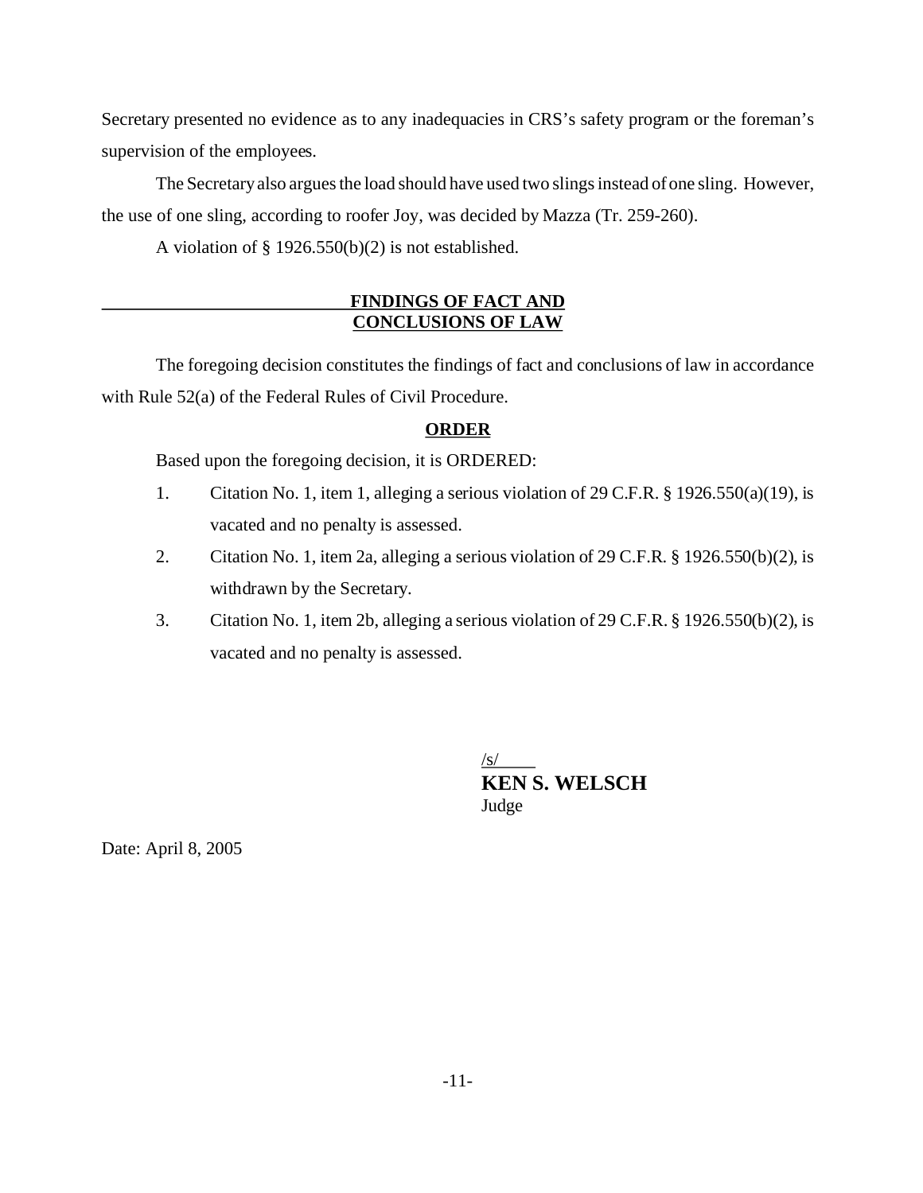Secretary presented no evidence as to any inadequacies in CRS's safety program or the foreman's supervision of the employees.

The Secretary also argues the load should have used two slings instead of one sling. However, the use of one sling, according to roofer Joy, was decided by Mazza (Tr. 259-260).

A violation of § 1926.550(b)(2) is not established.

## FINDINGS OF FACT AND CONCLUSIONS OF LAW

The foregoing decision constitutes the findings of fact and conclusions of law in accordance with Rule 52(a) of the Federal Rules of Civil Procedure.

## ORDER

Based upon the foregoing decision, it is ORDERED:

1. Citation No. 1, item 1, alleging a serious violation of 29 C.F.R. § 1926.550(a)(19), is vacated and no penalty is assessed.
2. Citation No. 1, item 2a, alleging a serious violation of 29 C.F.R. § 1926.550(b)(2), is withdrawn by the Secretary.
3. Citation No. 1, item 2b, alleging a serious violation of 29 C.F.R. § 1926.550(b)(2), is vacated and no penalty is assessed.

/s/

**KEN S. WELSCH**
Judge

Date: April 8, 2005